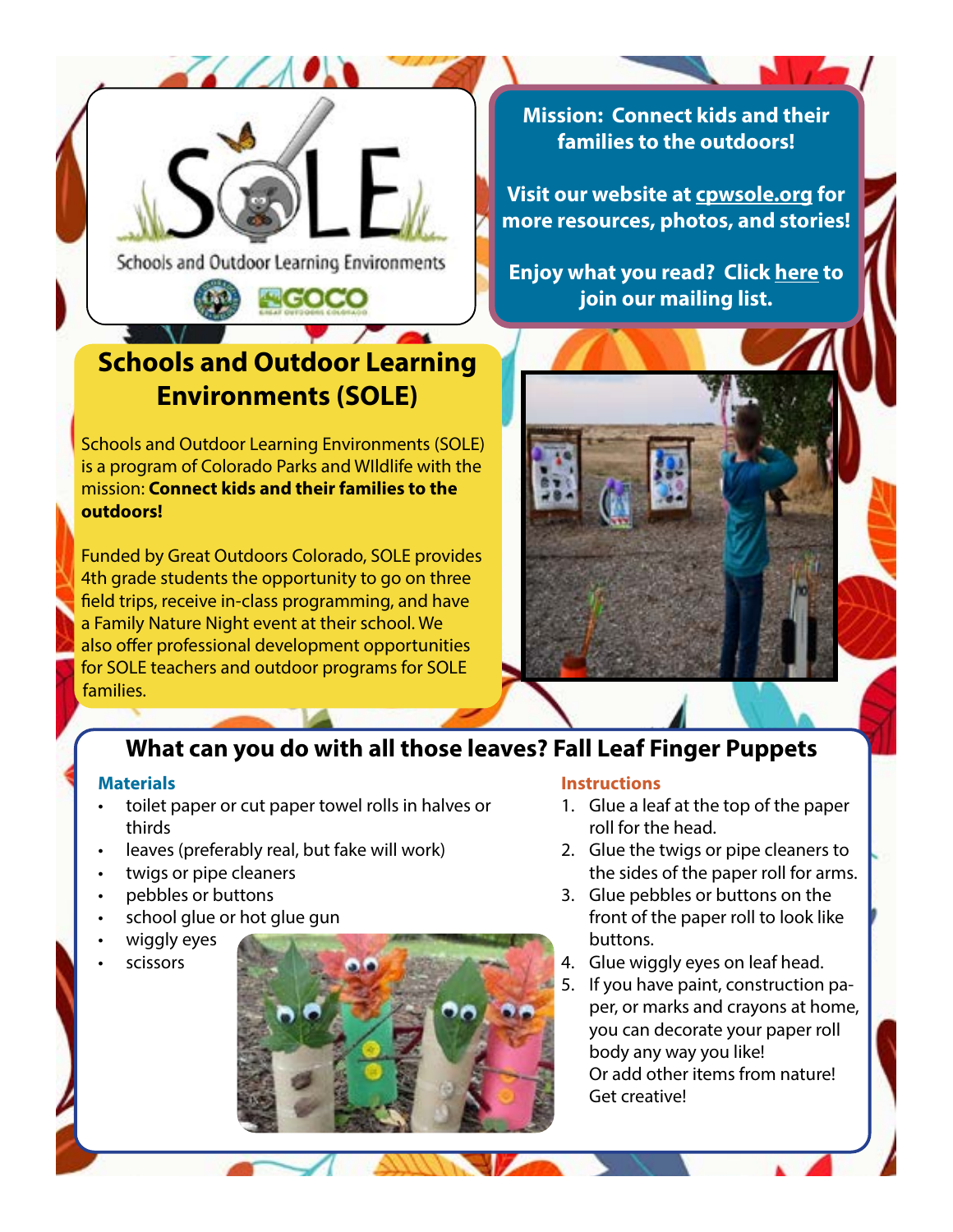SOLE

Schools and Outdoor Learning Environments

**Mission: Connect kids and their families to the outdoors!**

**Visit our website at cpwsole.org for more resources, photos, and stories!**

**Enjoy what you read? Click here to join our mailing list.**

## Schools and Outdoor Learning Environments (SOLE)

Schools and Outdoor Learning Environments (SOLE) is a program of Colorado Parks and WIldlife with the mission: **Connect kids and their families to the outdoors!**

Funded by Great Outdoors Colorado, SOLE provides 4th grade students the opportunity to go on three field trips, receive in-class programming, and have a Family Nature Night event at their school. We also offer professional development opportunities for SOLE teachers and outdoor programs for SOLE families.

## What can you do with all those leaves? Fall Leaf Finger Puppets

### Materials

- toilet paper or cut paper towel rolls in halves or thirds
- leaves (preferably real, but fake will work)
- twigs or pipe cleaners
- pebbles or buttons
- school glue or hot glue gun
- wiggly eyes
- scissors

### Instructions

1. Glue a leaf at the top of the paper roll for the head.
2. Glue the twigs or pipe cleaners to the sides of the paper roll for arms.
3. Glue pebbles or buttons on the front of the paper roll to look like buttons.
4. Glue wiggly eyes on leaf head.
5. If you have paint, construction paper, or marks and crayons at home, you can decorate your paper roll body any way you like!
   Or add other items from nature!
   Get creative!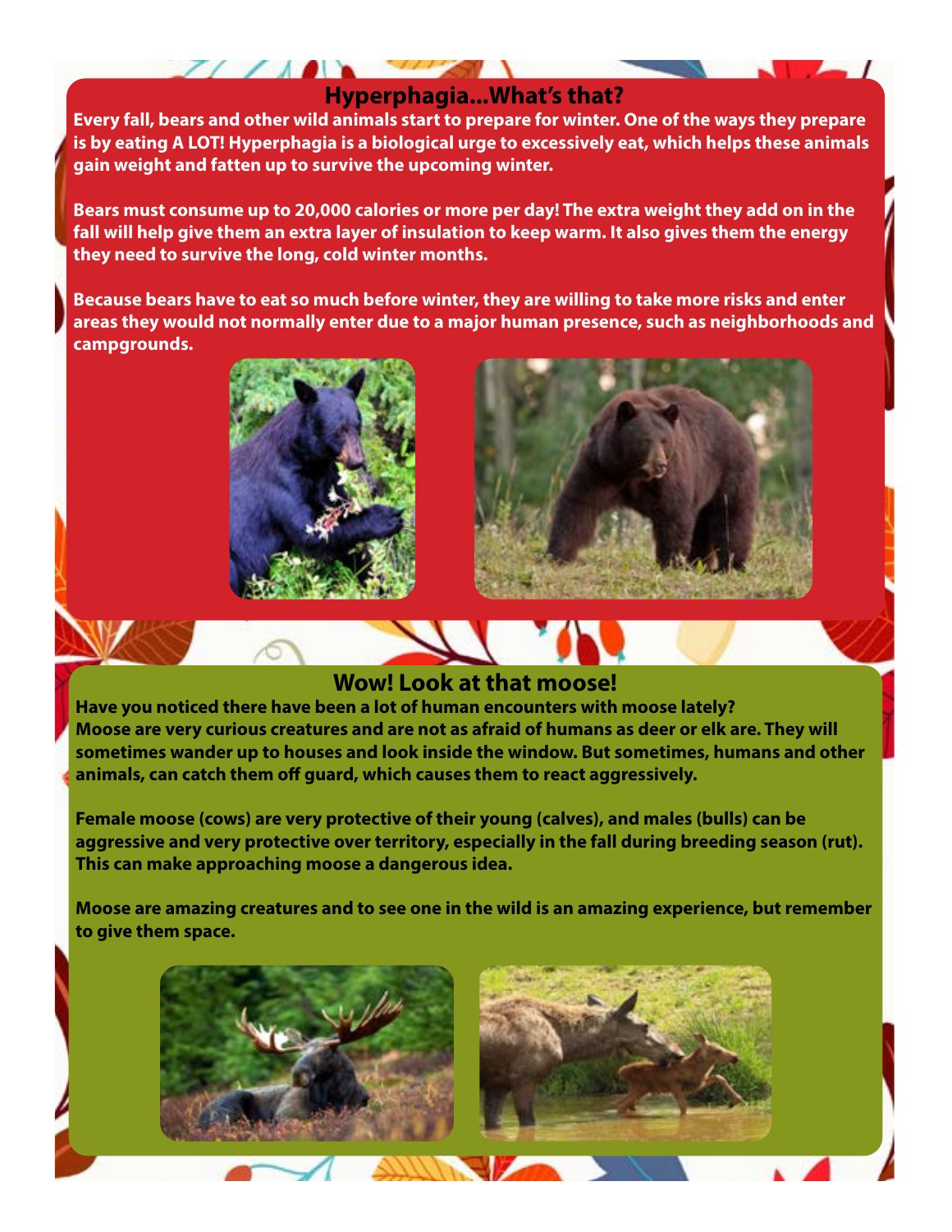## Hyperphagia...What's that?

**Every fall, bears and other wild animals start to prepare for winter. One of the ways they prepare is by eating A LOT! Hyperphagia is a biological urge to excessively eat, which helps these animals gain weight and fatten up to survive the upcoming winter.**

**Bears must consume up to 20,000 calories or more per day! The extra weight they add on in the fall will help give them an extra layer of insulation to keep warm. It also gives them the energy they need to survive the long, cold winter months.**

**Because bears have to eat so much before winter, they are willing to take more risks and enter areas they would not normally enter due to a major human presence, such as neighborhoods and campgrounds.**

## Wow! Look at that moose!

**Have you noticed there have been a lot of human encounters with moose lately? Moose are very curious creatures and are not as afraid of humans as deer or elk are. They will sometimes wander up to houses and look inside the window. But sometimes, humans and other animals, can catch them off guard, which causes them to react aggressively.**

**Female moose (cows) are very protective of their young (calves), and males (bulls) can be aggressive and very protective over territory, especially in the fall during breeding season (rut). This can make approaching moose a dangerous idea.**

**Moose are amazing creatures and to see one in the wild is an amazing experience, but remember to give them space.**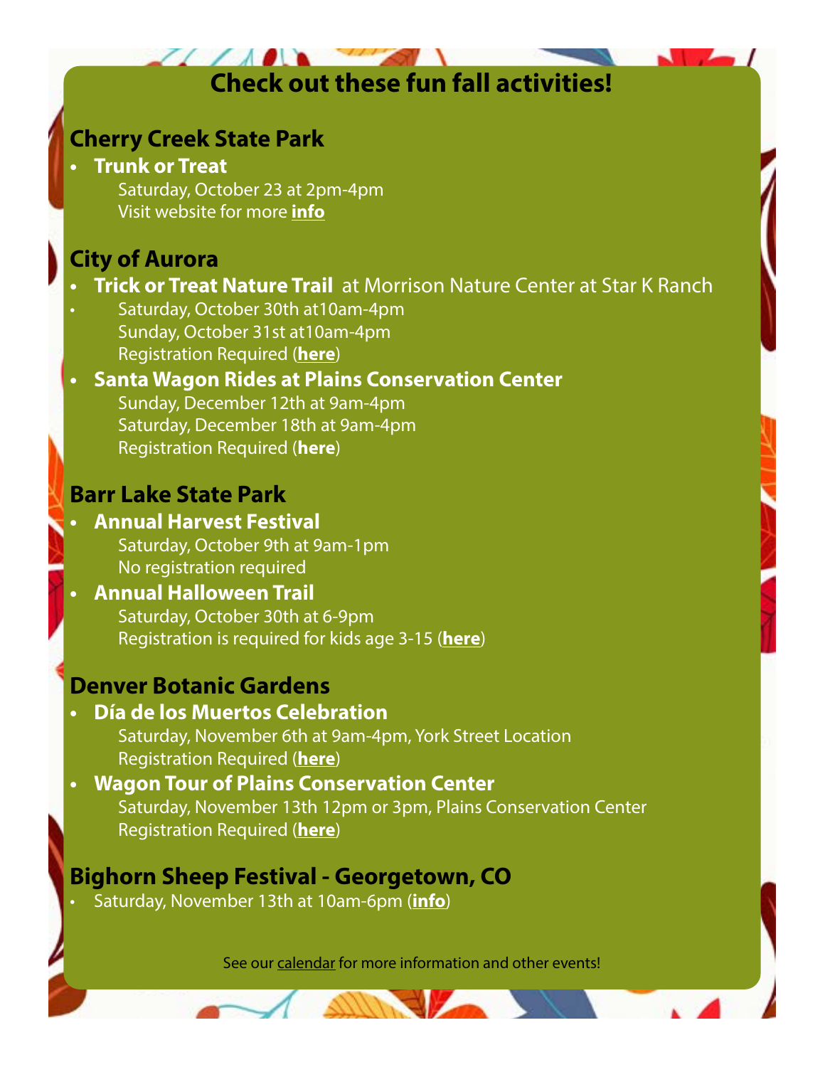# Check out these fun fall activities!

## Cherry Creek State Park

- **Trunk or Treat**
  Saturday, October 23 at 2pm-4pm
  Visit website for more **info**

## City of Aurora

- **Trick or Treat Nature Trail** at Morrison Nature Center at Star K Ranch
  - Saturday, October 30th at10am-4pm
    Sunday, October 31st at10am-4pm
    Registration Required (**here**)
- **Santa Wagon Rides at Plains Conservation Center**
  Sunday, December 12th at 9am-4pm
  Saturday, December 18th at 9am-4pm
  Registration Required (**here**)

## Barr Lake State Park

- **Annual Harvest Festival**
  Saturday, October 9th at 9am-1pm
  No registration required
- **Annual Halloween Trail**
  Saturday, October 30th at 6-9pm
  Registration is required for kids age 3-15 (**here**)

## Denver Botanic Gardens

- **Día de los Muertos Celebration**
  Saturday, November 6th at 9am-4pm, York Street Location
  Registration Required (**here**)
- **Wagon Tour of Plains Conservation Center**
  Saturday, November 13th 12pm or 3pm, Plains Conservation Center
  Registration Required (**here**)

## Bighorn Sheep Festival - Georgetown, CO

- Saturday, November 13th at 10am-6pm (**info**)

See our calendar for more information and other events!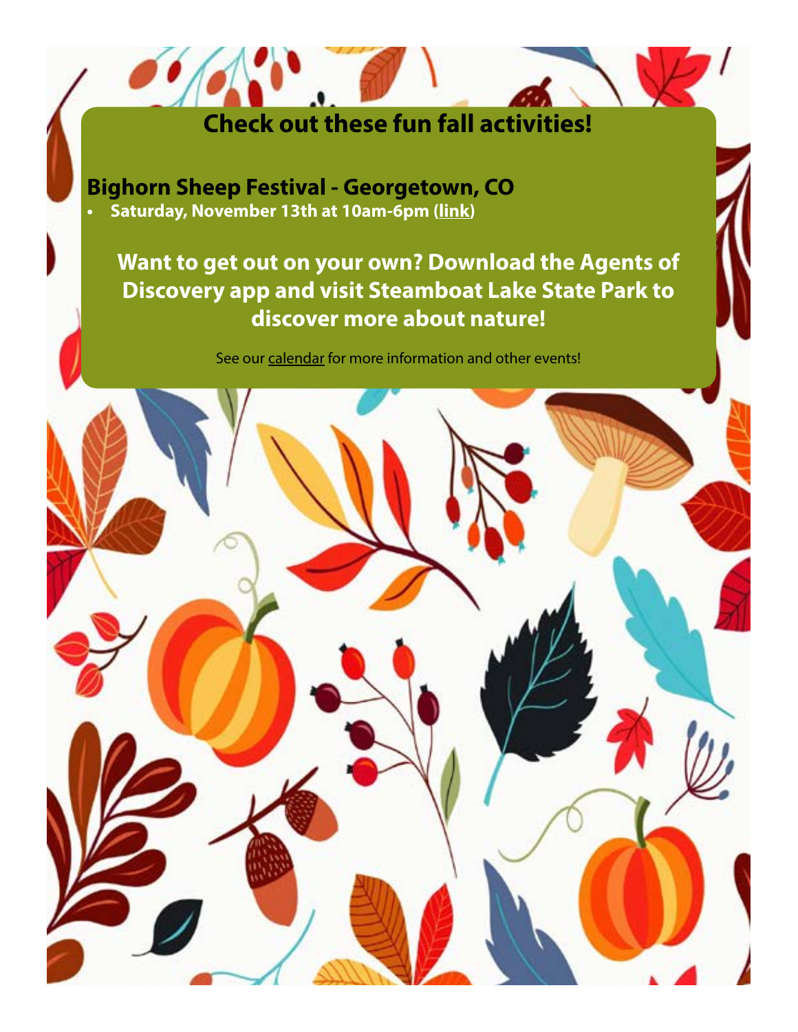## Check out these fun fall activities!

### Bighorn Sheep Festival - Georgetown, CO

- **Saturday, November 13th at 10am-6pm (link)**

**Want to get out on your own? Download the Agents of Discovery app and visit Steamboat Lake State Park to discover more about nature!**

See our calendar for more information and other events!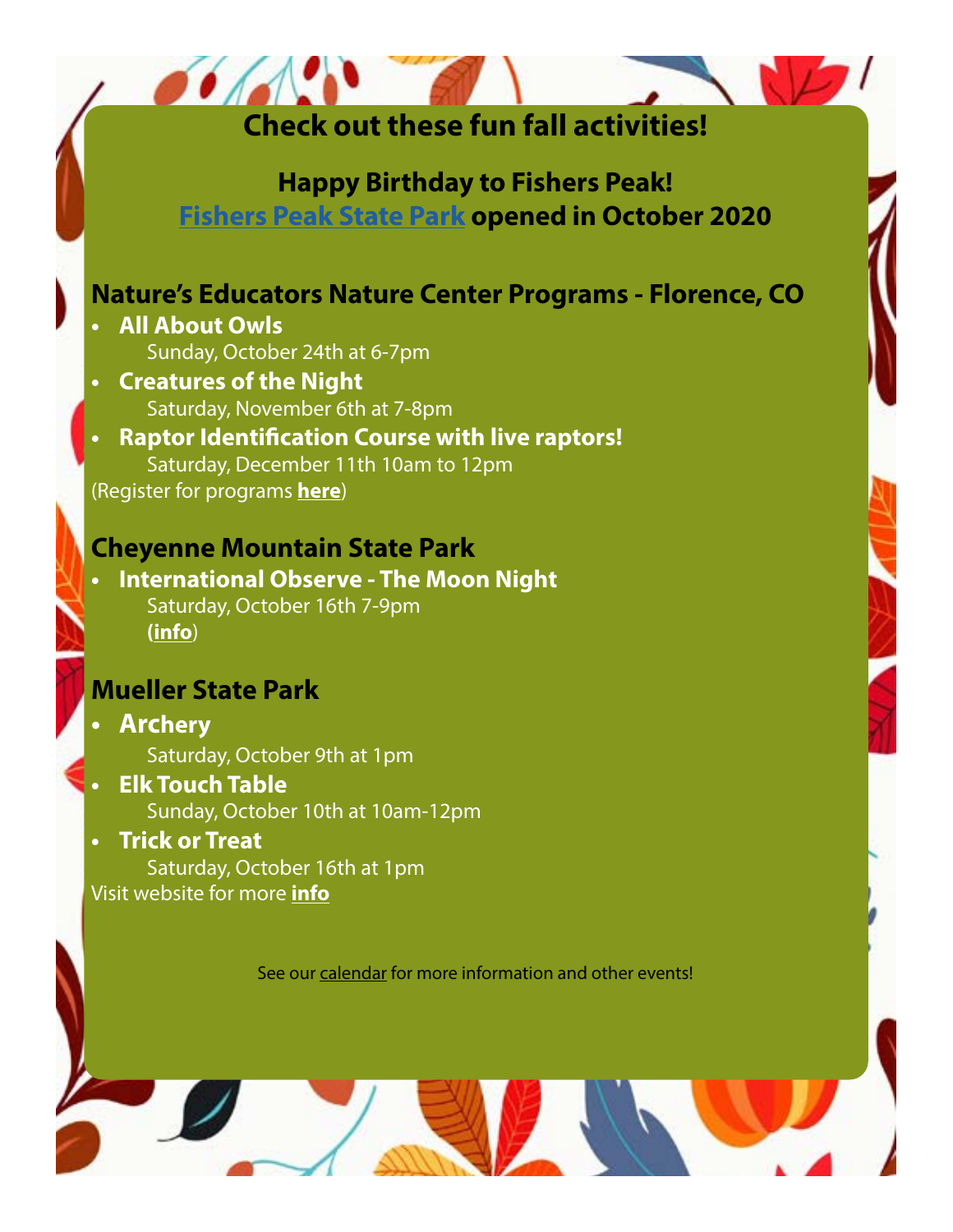# Check out these fun fall activities!

### Happy Birthday to Fishers Peak!

### Fishers Peak State Park opened in October 2020

## Nature's Educators Nature Center Programs - Florence, CO

- **All About Owls**
  Sunday, October 24th at 6-7pm
- **Creatures of the Night**
  Saturday, November 6th at 7-8pm
- **Raptor Identification Course with live raptors!**
  Saturday, December 11th 10am to 12pm

(Register for programs **here**)

## Cheyenne Mountain State Park

- **International Observe - The Moon Night**
  Saturday, October 16th 7-9pm
  (**info**)

## Mueller State Park

- **Archery**
  Saturday, October 9th at 1pm
- **Elk Touch Table**
  Sunday, October 10th at 10am-12pm
- **Trick or Treat**
  Saturday, October 16th at 1pm

Visit website for more **info**

See our calendar for more information and other events!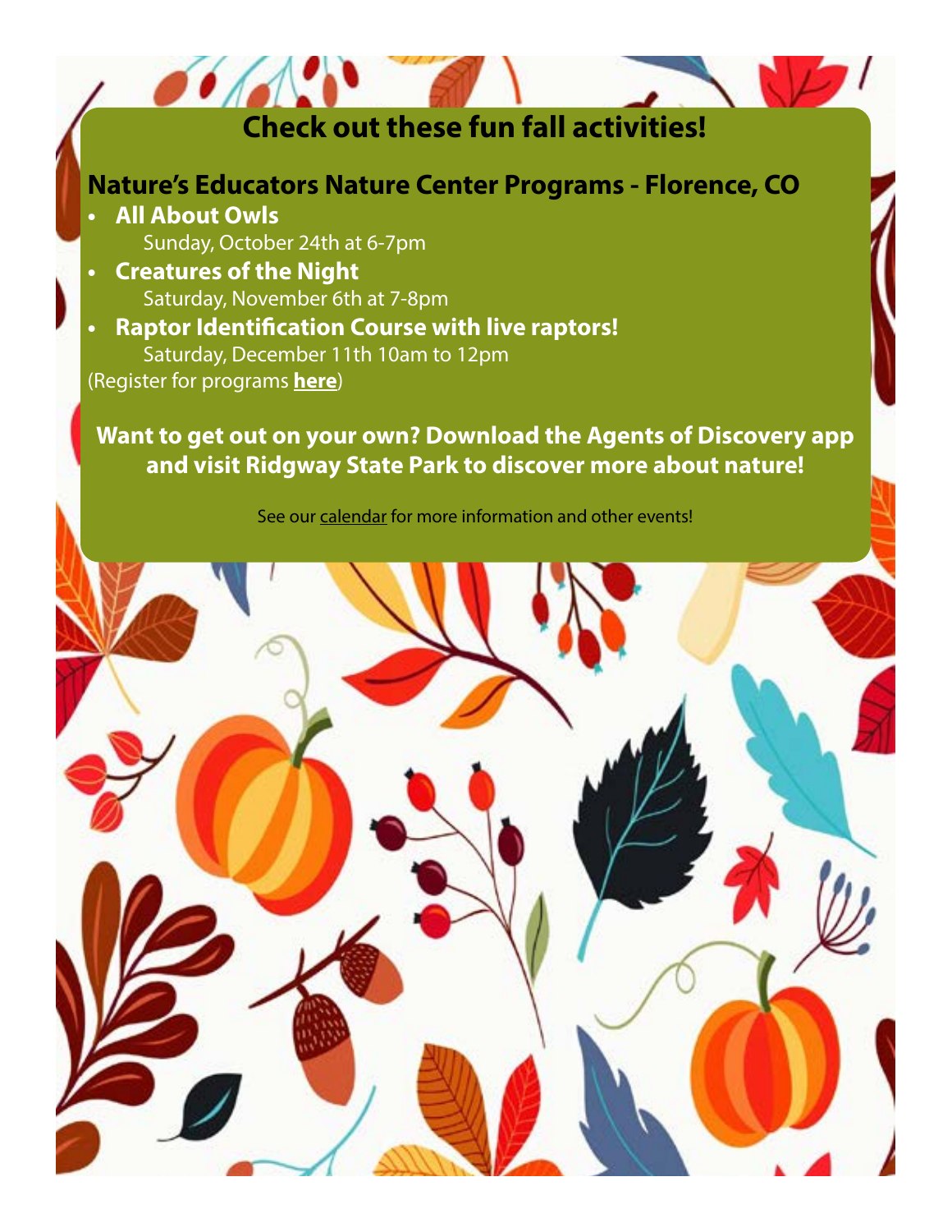# Check out these fun fall activities!

## Nature's Educators Nature Center Programs - Florence, CO

- **All About Owls**
  Sunday, October 24th at 6-7pm
- **Creatures of the Night**
  Saturday, November 6th at 7-8pm
- **Raptor Identification Course with live raptors!**
  Saturday, December 11th 10am to 12pm

(Register for programs **here**)

**Want to get out on your own? Download the Agents of Discovery app and visit Ridgway State Park to discover more about nature!**

See our calendar for more information and other events!